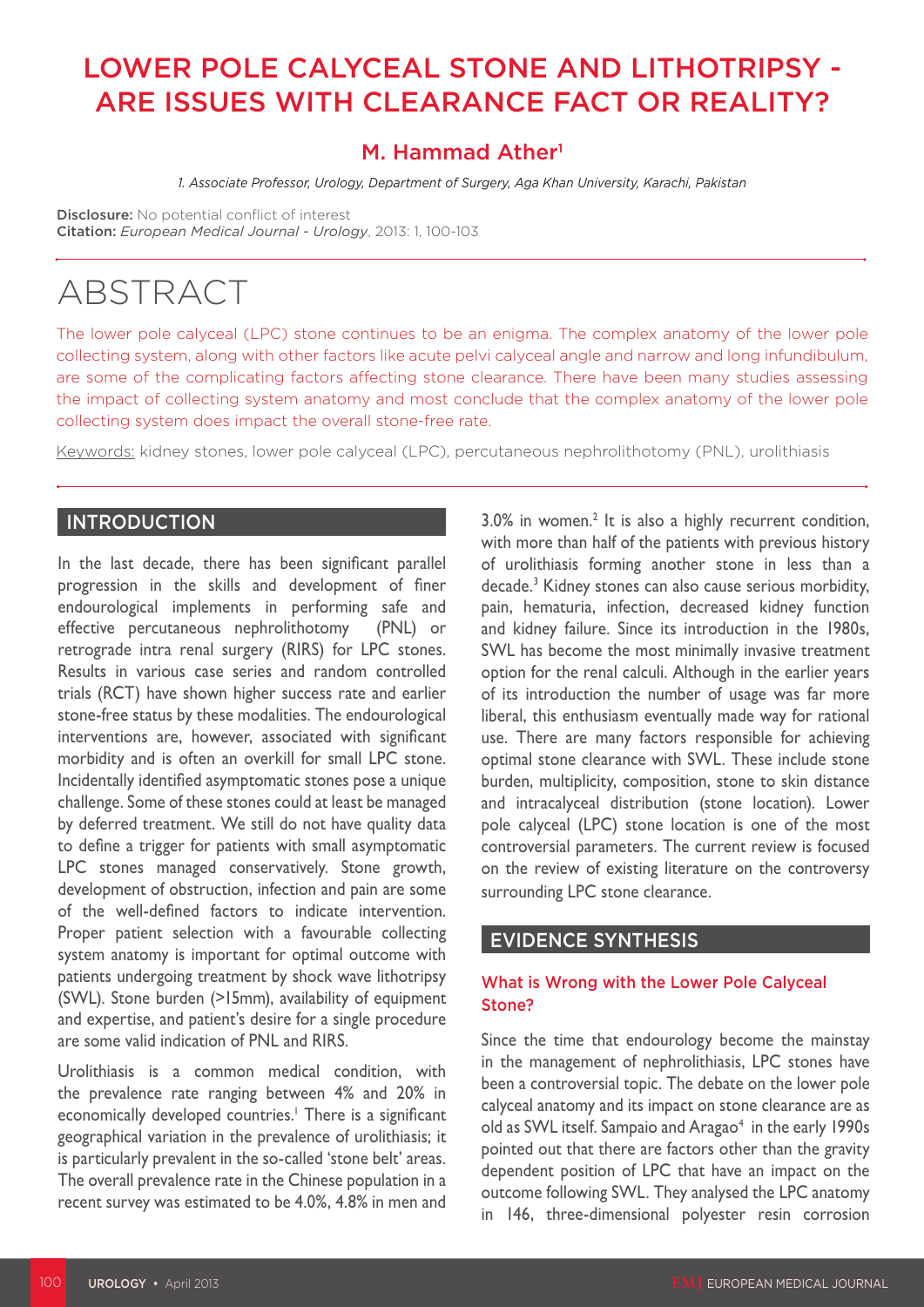# LOWER POLE CALYCEAL STONE AND LITHOTRIPSY - ARE ISSUES WITH CLEARANCE FACT OR REALITY?

## M. Hammad Ather[1]

*1. Associate Professor, Urology, Department of Surgery, Aga Khan University, Karachi, Pakistan*

**Disclosure:** No potential conflict of interest
**Citation:** *European Medical Journal - Urology*, 2013: 1, 100-103

# ABSTRACT

The lower pole calyceal (LPC) stone continues to be an enigma. The complex anatomy of the lower pole collecting system, along with other factors like acute pelvi calyceal angle and narrow and long infundibulum, are some of the complicating factors affecting stone clearance. There have been many studies assessing the impact of collecting system anatomy and most conclude that the complex anatomy of the lower pole collecting system does impact the overall stone-free rate.

Keywords: kidney stones, lower pole calyceal (LPC), percutaneous nephrolithotomy (PNL), urolithiasis

## INTRODUCTION

In the last decade, there has been significant parallel progression in the skills and development of finer endourological implements in performing safe and effective percutaneous nephrolithotomy (PNL) or retrograde intra renal surgery (RIRS) for LPC stones. Results in various case series and random controlled trials (RCT) have shown higher success rate and earlier stone-free status by these modalities. The endourological interventions are, however, associated with significant morbidity and is often an overkill for small LPC stone. Incidentally identified asymptomatic stones pose a unique challenge. Some of these stones could at least be managed by deferred treatment. We still do not have quality data to define a trigger for patients with small asymptomatic LPC stones managed conservatively. Stone growth, development of obstruction, infection and pain are some of the well-defined factors to indicate intervention. Proper patient selection with a favourable collecting system anatomy is important for optimal outcome with patients undergoing treatment by shock wave lithotripsy (SWL). Stone burden (>15mm), availability of equipment and expertise, and patient's desire for a single procedure are some valid indication of PNL and RIRS.

Urolithiasis is a common medical condition, with the prevalence rate ranging between 4% and 20% in economically developed countries.[1] There is a significant geographical variation in the prevalence of urolithiasis; it is particularly prevalent in the so-called 'stone belt' areas. The overall prevalence rate in the Chinese population in a recent survey was estimated to be 4.0%, 4.8% in men and 3.0% in women.[2] It is also a highly recurrent condition, with more than half of the patients with previous history of urolithiasis forming another stone in less than a decade.[3] Kidney stones can also cause serious morbidity, pain, hematuria, infection, decreased kidney function and kidney failure. Since its introduction in the 1980s, SWL has become the most minimally invasive treatment option for the renal calculi. Although in the earlier years of its introduction the number of usage was far more liberal, this enthusiasm eventually made way for rational use. There are many factors responsible for achieving optimal stone clearance with SWL. These include stone burden, multiplicity, composition, stone to skin distance and intracalyceal distribution (stone location). Lower pole calyceal (LPC) stone location is one of the most controversial parameters. The current review is focused on the review of existing literature on the controversy surrounding LPC stone clearance.

## EVIDENCE SYNTHESIS

### What is Wrong with the Lower Pole Calyceal Stone?

Since the time that endourology become the mainstay in the management of nephrolithiasis, LPC stones have been a controversial topic. The debate on the lower pole calyceal anatomy and its impact on stone clearance are as old as SWL itself. Sampaio and Aragao[4] in the early 1990s pointed out that there are factors other than the gravity dependent position of LPC that have an impact on the outcome following SWL. They analysed the LPC anatomy in 146, three-dimensional polyester resin corrosion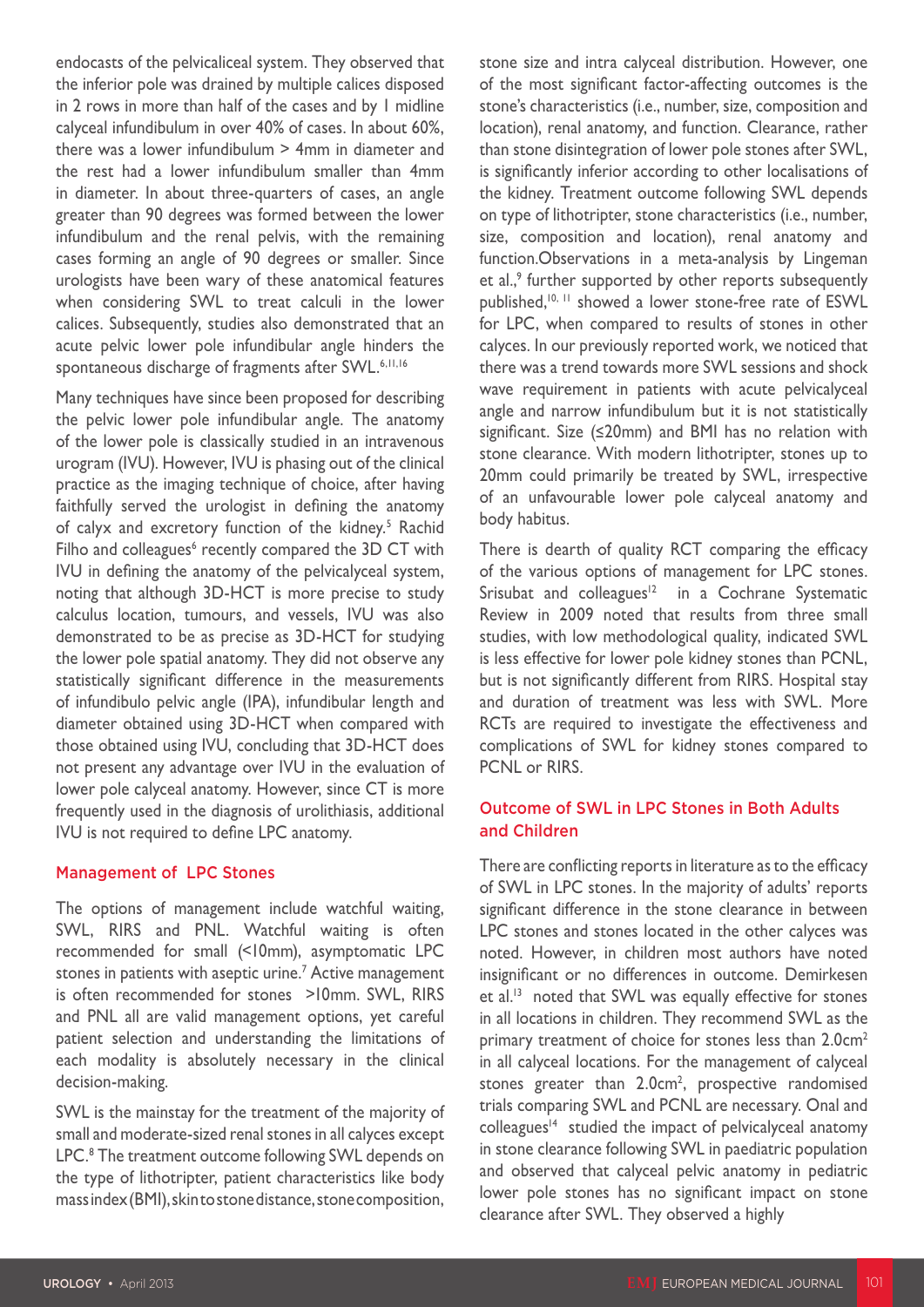endocasts of the pelvicaliceal system. They observed that the inferior pole was drained by multiple calices disposed in 2 rows in more than half of the cases and by 1 midline calyceal infundibulum in over 40% of cases. In about 60%, there was a lower infundibulum > 4mm in diameter and the rest had a lower infundibulum smaller than 4mm in diameter. In about three-quarters of cases, an angle greater than 90 degrees was formed between the lower infundibulum and the renal pelvis, with the remaining cases forming an angle of 90 degrees or smaller. Since urologists have been wary of these anatomical features when considering SWL to treat calculi in the lower calices. Subsequently, studies also demonstrated that an acute pelvic lower pole infundibular angle hinders the spontaneous discharge of fragments after SWL.[6,11,16]

Many techniques have since been proposed for describing the pelvic lower pole infundibular angle. The anatomy of the lower pole is classically studied in an intravenous urogram (IVU). However, IVU is phasing out of the clinical practice as the imaging technique of choice, after having faithfully served the urologist in defining the anatomy of calyx and excretory function of the kidney.[5] Rachid Filho and colleagues[6] recently compared the 3D CT with IVU in defining the anatomy of the pelvicalyceal system, noting that although 3D-HCT is more precise to study calculus location, tumours, and vessels, IVU was also demonstrated to be as precise as 3D-HCT for studying the lower pole spatial anatomy. They did not observe any statistically significant difference in the measurements of infundibulo pelvic angle (IPA), infundibular length and diameter obtained using 3D-HCT when compared with those obtained using IVU, concluding that 3D-HCT does not present any advantage over IVU in the evaluation of lower pole calyceal anatomy. However, since CT is more frequently used in the diagnosis of urolithiasis, additional IVU is not required to define LPC anatomy.

## Management of LPC Stones

The options of management include watchful waiting, SWL, RIRS and PNL. Watchful waiting is often recommended for small (<10mm), asymptomatic LPC stones in patients with aseptic urine.[7] Active management is often recommended for stones >10mm. SWL, RIRS and PNL all are valid management options, yet careful patient selection and understanding the limitations of each modality is absolutely necessary in the clinical decision-making.

SWL is the mainstay for the treatment of the majority of small and moderate-sized renal stones in all calyces except LPC.[8] The treatment outcome following SWL depends on the type of lithotripter, patient characteristics like body mass index (BMI), skin to stone distance, stone composition, stone size and intra calyceal distribution. However, one of the most significant factor-affecting outcomes is the stone's characteristics (i.e., number, size, composition and location), renal anatomy, and function. Clearance, rather than stone disintegration of lower pole stones after SWL, is significantly inferior according to other localisations of the kidney. Treatment outcome following SWL depends on type of lithotripter, stone characteristics (i.e., number, size, composition and location), renal anatomy and function.Observations in a meta-analysis by Lingeman et al.,[9] further supported by other reports subsequently published,[10, 11] showed a lower stone-free rate of ESWL for LPC, when compared to results of stones in other calyces. In our previously reported work, we noticed that there was a trend towards more SWL sessions and shock wave requirement in patients with acute pelvicalyceal angle and narrow infundibulum but it is not statistically significant. Size (≤20mm) and BMI has no relation with stone clearance. With modern lithotripter, stones up to 20mm could primarily be treated by SWL, irrespective of an unfavourable lower pole calyceal anatomy and body habitus.

There is dearth of quality RCT comparing the efficacy of the various options of management for LPC stones. Srisubat and colleagues[12] in a Cochrane Systematic Review in 2009 noted that results from three small studies, with low methodological quality, indicated SWL is less effective for lower pole kidney stones than PCNL, but is not significantly different from RIRS. Hospital stay and duration of treatment was less with SWL. More RCTs are required to investigate the effectiveness and complications of SWL for kidney stones compared to PCNL or RIRS.

## Outcome of SWL in LPC Stones in Both Adults and Children

There are conflicting reports in literature as to the efficacy of SWL in LPC stones. In the majority of adults' reports significant difference in the stone clearance in between LPC stones and stones located in the other calyces was noted. However, in children most authors have noted insignificant or no differences in outcome. Demirkesen et al.[13] noted that SWL was equally effective for stones in all locations in children. They recommend SWL as the primary treatment of choice for stones less than 2.0cm$^2$ in all calyceal locations. For the management of calyceal stones greater than 2.0cm$^2$, prospective randomised trials comparing SWL and PCNL are necessary. Onal and colleagues[14] studied the impact of pelvicalyceal anatomy in stone clearance following SWL in paediatric population and observed that calyceal pelvic anatomy in pediatric lower pole stones has no significant impact on stone clearance after SWL. They observed a highly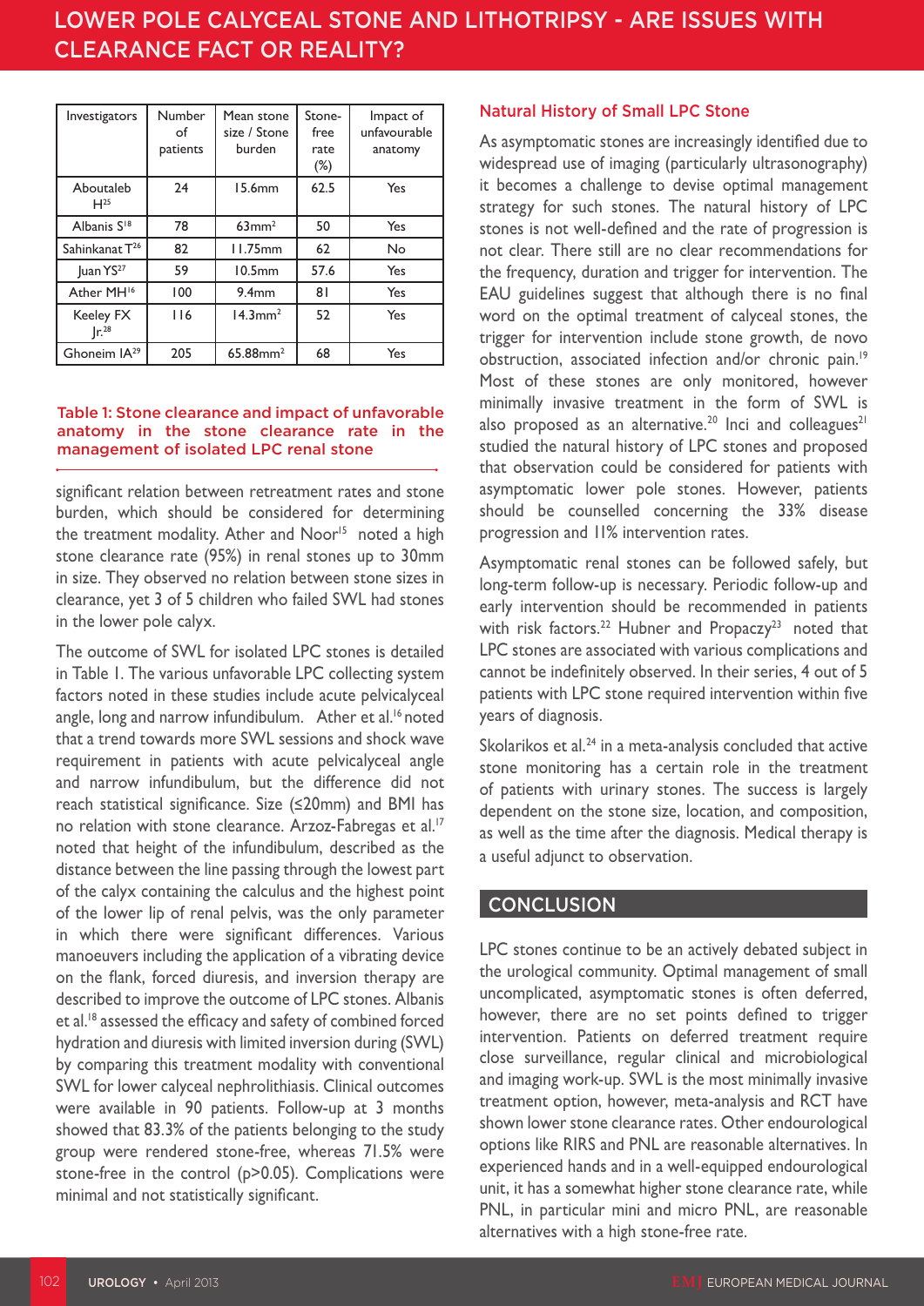| Investigators | Number of patients | Mean stone size / Stone burden | Stone-free rate (%) | Impact of unfavourable anatomy |
|---|---|---|---|---|
| Aboutaleb H[25] | 24 | 15.6mm | 62.5 | Yes |
| Albanis S[18] | 78 | 63mm$^2$ | 50 | Yes |
| Sahinkanat T[26] | 82 | 11.75mm | 62 | No |
| Juan YS[27] | 59 | 10.5mm | 57.6 | Yes |
| Ather MH[16] | 100 | 9.4mm | 81 | Yes |
| Keeley FX Jr.[28] | 116 | 14.3mm$^2$ | 52 | Yes |
| Ghoneim IA[29] | 205 | 65.88mm$^2$ | 68 | Yes |

Table 1: Stone clearance and impact of unfavorable anatomy in the stone clearance rate in the management of isolated LPC renal stone

significant relation between retreatment rates and stone burden, which should be considered for determining the treatment modality. Ather and Noor[15] noted a high stone clearance rate (95%) in renal stones up to 30mm in size. They observed no relation between stone sizes in clearance, yet 3 of 5 children who failed SWL had stones in the lower pole calyx.

The outcome of SWL for isolated LPC stones is detailed in Table 1. The various unfavorable LPC collecting system factors noted in these studies include acute pelvicalyceal angle, long and narrow infundibulum. Ather et al.[16] noted that a trend towards more SWL sessions and shock wave requirement in patients with acute pelvicalyceal angle and narrow infundibulum, but the difference did not reach statistical significance. Size (≤20mm) and BMI has no relation with stone clearance. Arzoz-Fabregas et al.[17] noted that height of the infundibulum, described as the distance between the line passing through the lowest part of the calyx containing the calculus and the highest point of the lower lip of renal pelvis, was the only parameter in which there were significant differences. Various manoeuvers including the application of a vibrating device on the flank, forced diuresis, and inversion therapy are described to improve the outcome of LPC stones. Albanis et al.[18] assessed the efficacy and safety of combined forced hydration and diuresis with limited inversion during (SWL) by comparing this treatment modality with conventional SWL for lower calyceal nephrolithiasis. Clinical outcomes were available in 90 patients. Follow-up at 3 months showed that 83.3% of the patients belonging to the study group were rendered stone-free, whereas 71.5% were stone-free in the control ($p>0.05$). Complications were minimal and not statistically significant.

## Natural History of Small LPC Stone

As asymptomatic stones are increasingly identified due to widespread use of imaging (particularly ultrasonography) it becomes a challenge to devise optimal management strategy for such stones. The natural history of LPC stones is not well-defined and the rate of progression is not clear. There still are no clear recommendations for the frequency, duration and trigger for intervention. The EAU guidelines suggest that although there is no final word on the optimal treatment of calyceal stones, the trigger for intervention include stone growth, de novo obstruction, associated infection and/or chronic pain.[19] Most of these stones are only monitored, however minimally invasive treatment in the form of SWL is also proposed as an alternative.[20] Inci and colleagues[21] studied the natural history of LPC stones and proposed that observation could be considered for patients with asymptomatic lower pole stones. However, patients should be counselled concerning the 33% disease progression and 11% intervention rates.

Asymptomatic renal stones can be followed safely, but long-term follow-up is necessary. Periodic follow-up and early intervention should be recommended in patients with risk factors.[22] Hubner and Propaczy[23] noted that LPC stones are associated with various complications and cannot be indefinitely observed. In their series, 4 out of 5 patients with LPC stone required intervention within five years of diagnosis.

Skolarikos et al.[24] in a meta-analysis concluded that active stone monitoring has a certain role in the treatment of patients with urinary stones. The success is largely dependent on the stone size, location, and composition, as well as the time after the diagnosis. Medical therapy is a useful adjunct to observation.

## CONCLUSION

LPC stones continue to be an actively debated subject in the urological community. Optimal management of small uncomplicated, asymptomatic stones is often deferred, however, there are no set points defined to trigger intervention. Patients on deferred treatment require close surveillance, regular clinical and microbiological and imaging work-up. SWL is the most minimally invasive treatment option, however, meta-analysis and RCT have shown lower stone clearance rates. Other endourological options like RIRS and PNL are reasonable alternatives. In experienced hands and in a well-equipped endourological unit, it has a somewhat higher stone clearance rate, while PNL, in particular mini and micro PNL, are reasonable alternatives with a high stone-free rate.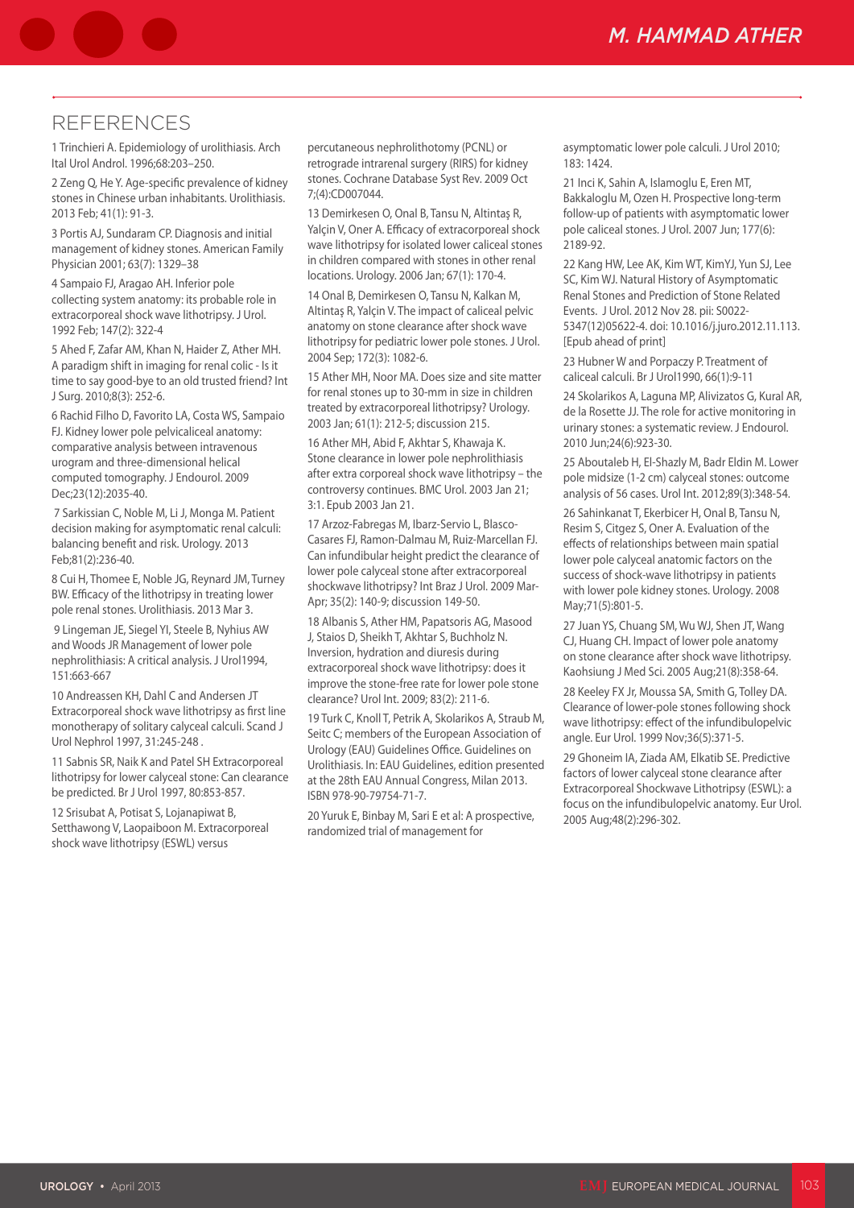## REFERENCES

1 Trinchieri A. Epidemiology of urolithiasis. Arch Ital Urol Androl. 1996;68:203–250.

2 Zeng Q, He Y. Age-specific prevalence of kidney stones in Chinese urban inhabitants. Urolithiasis. 2013 Feb; 41(1): 91-3.

3 Portis AJ, Sundaram CP. Diagnosis and initial management of kidney stones. American Family Physician 2001; 63(7): 1329–38

4 Sampaio FJ, Aragao AH. Inferior pole collecting system anatomy: its probable role in extracorporeal shock wave lithotripsy. J Urol. 1992 Feb; 147(2): 322-4

5 Ahed F, Zafar AM, Khan N, Haider Z, Ather MH. A paradigm shift in imaging for renal colic - Is it time to say good-bye to an old trusted friend? Int J Surg. 2010;8(3): 252-6.

6 Rachid Filho D, Favorito LA, Costa WS, Sampaio FJ. Kidney lower pole pelvicaliceal anatomy: comparative analysis between intravenous urogram and three-dimensional helical computed tomography. J Endourol. 2009 Dec;23(12):2035-40.

7 Sarkissian C, Noble M, Li J, Monga M. Patient decision making for asymptomatic renal calculi: balancing benefit and risk. Urology. 2013 Feb;81(2):236-40.

8 Cui H, Thomee E, Noble JG, Reynard JM, Turney BW. Efficacy of the lithotripsy in treating lower pole renal stones. Urolithiasis. 2013 Mar 3.

9 Lingeman JE, Siegel YI, Steele B, Nyhius AW and Woods JR Management of lower pole nephrolithiasis: A critical analysis. J Urol1994, 151:663-667

10 Andreassen KH, Dahl C and Andersen JT Extracorporeal shock wave lithotripsy as first line monotherapy of solitary calyceal calculi. Scand J Urol Nephrol 1997, 31:245-248 .

11 Sabnis SR, Naik K and Patel SH Extracorporeal lithotripsy for lower calyceal stone: Can clearance be predicted. Br J Urol 1997, 80:853-857.

12 Srisubat A, Potisat S, Lojanapiwat B, Setthawong V, Laopaiboon M. Extracorporeal shock wave lithotripsy (ESWL) versus percutaneous nephrolithotomy (PCNL) or retrograde intrarenal surgery (RIRS) for kidney stones. Cochrane Database Syst Rev. 2009 Oct 7;(4):CD007044.

13 Demirkesen O, Onal B, Tansu N, Altintaş R, Yalçin V, Oner A. Efficacy of extracorporeal shock wave lithotripsy for isolated lower caliceal stones in children compared with stones in other renal locations. Urology. 2006 Jan; 67(1): 170-4.

14 Onal B, Demirkesen O, Tansu N, Kalkan M, Altintaş R, Yalçin V. The impact of caliceal pelvic anatomy on stone clearance after shock wave lithotripsy for pediatric lower pole stones. J Urol. 2004 Sep; 172(3): 1082-6.

15 Ather MH, Noor MA. Does size and site matter for renal stones up to 30-mm in size in children treated by extracorporeal lithotripsy? Urology. 2003 Jan; 61(1): 212-5; discussion 215.

16 Ather MH, Abid F, Akhtar S, Khawaja K. Stone clearance in lower pole nephrolithiasis after extra corporeal shock wave lithotripsy – the controversy continues. BMC Urol. 2003 Jan 21; 3:1. Epub 2003 Jan 21.

17 Arzoz-Fabregas M, Ibarz-Servio L, Blasco-Casares FJ, Ramon-Dalmau M, Ruiz-Marcellan FJ. Can infundibular height predict the clearance of lower pole calyceal stone after extracorporeal shockwave lithotripsy? Int Braz J Urol. 2009 Mar-Apr; 35(2): 140-9; discussion 149-50.

18 Albanis S, Ather HM, Papatsoris AG, Masood J, Staios D, Sheikh T, Akhtar S, Buchholz N. Inversion, hydration and diuresis during extracorporeal shock wave lithotripsy: does it improve the stone-free rate for lower pole stone clearance? Urol Int. 2009; 83(2): 211-6.

19 Turk C, Knoll T, Petrik A, Skolarikos A, Straub M, Seitc C; members of the European Association of Urology (EAU) Guidelines Office. Guidelines on Urolithiasis. In: EAU Guidelines, edition presented at the 28th EAU Annual Congress, Milan 2013. ISBN 978-90-79754-71-7.

20 Yuruk E, Binbay M, Sari E et al: A prospective, randomized trial of management for asymptomatic lower pole calculi. J Urol 2010; 183: 1424.

21 Inci K, Sahin A, Islamoglu E, Eren MT, Bakkaloglu M, Ozen H. Prospective long-term follow-up of patients with asymptomatic lower pole caliceal stones. J Urol. 2007 Jun; 177(6): 2189-92.

22 Kang HW, Lee AK, Kim WT, KimYJ, Yun SJ, Lee SC, Kim WJ. Natural History of Asymptomatic Renal Stones and Prediction of Stone Related Events. J Urol. 2012 Nov 28. pii: S0022-5347(12)05622-4. doi: 10.1016/j.juro.2012.11.113. [Epub ahead of print]

23 Hubner W and Porpaczy P. Treatment of caliceal calculi. Br J Urol1990, 66(1):9-11

24 Skolarikos A, Laguna MP, Alivizatos G, Kural AR, de la Rosette JJ. The role for active monitoring in urinary stones: a systematic review. J Endourol. 2010 Jun;24(6):923-30.

25 Aboutaleb H, El-Shazly M, Badr Eldin M. Lower pole midsize (1-2 cm) calyceal stones: outcome analysis of 56 cases. Urol Int. 2012;89(3):348-54.

26 Sahinkanat T, Ekerbicer H, Onal B, Tansu N, Resim S, Citgez S, Oner A. Evaluation of the effects of relationships between main spatial lower pole calyceal anatomic factors on the success of shock-wave lithotripsy in patients with lower pole kidney stones. Urology. 2008 May;71(5):801-5.

27 Juan YS, Chuang SM, Wu WJ, Shen JT, Wang CJ, Huang CH. Impact of lower pole anatomy on stone clearance after shock wave lithotripsy. Kaohsiung J Med Sci. 2005 Aug;21(8):358-64.

28 Keeley FX Jr, Moussa SA, Smith G, Tolley DA. Clearance of lower-pole stones following shock wave lithotripsy: effect of the infundibulopelvic angle. Eur Urol. 1999 Nov;36(5):371-5.

29 Ghoneim IA, Ziada AM, Elkatib SE. Predictive factors of lower calyceal stone clearance after Extracorporeal Shockwave Lithotripsy (ESWL): a focus on the infundibulopelvic anatomy. Eur Urol. 2005 Aug;48(2):296-302.